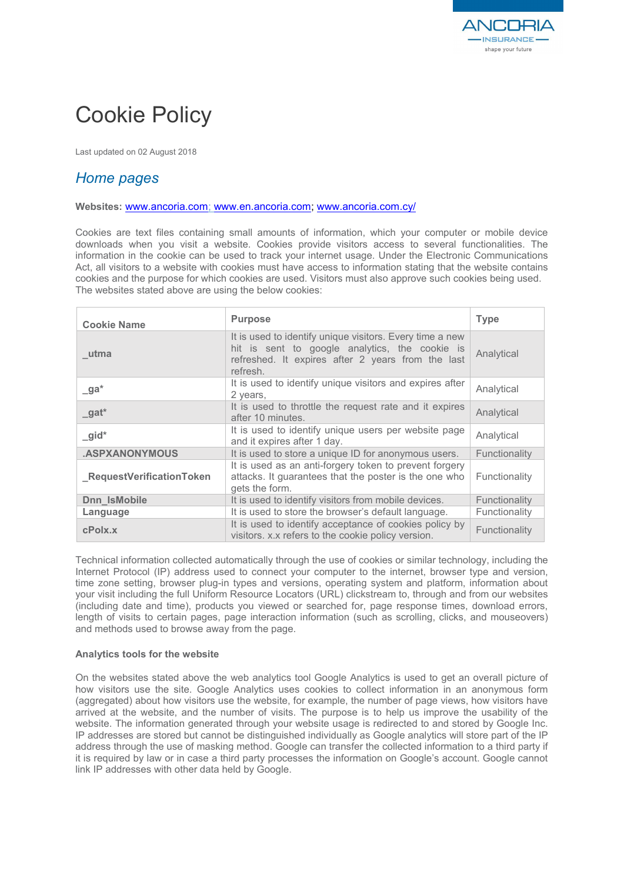# Cookie Policy

Last updated on 02 August 2018

## *Home pages*

**Websites:** www.ancoria.com; www.en.ancoria.com; www.ancoria.com.cy/

Cookies are text files containing small amounts of information, which your computer or mobile device downloads when you visit a website. Cookies provide visitors access to several functionalities. The information in the cookie can be used to track your internet usage. Under the Electronic Communications Act, all visitors to a website with cookies must have access to information stating that the website contains cookies and the purpose for which cookies are used. Visitors must also approve such cookies being used. The websites stated above are using the below cookies:

| Cookie Name | Purpose | Type |
|---|---|---|
| **_utma** | It is used to identify unique visitors. Every time a new hit is sent to google analytics, the cookie is refreshed. It expires after 2 years from the last refresh. | Analytical |
| **_ga*** | It is used to identify unique visitors and expires after 2 years, | Analytical |
| **_gat*** | It is used to throttle the request rate and it expires after 10 minutes. | Analytical |
| **_gid*** | It is used to identify unique users per website page and it expires after 1 day. | Analytical |
| **.ASPXANONYMOUS** | It is used to store a unique ID for anonymous users. | Functionality |
| **_RequestVerificationToken** | It is used as an anti-forgery token to prevent forgery attacks. It guarantees that the poster is the one who gets the form. | Functionality |
| **Dnn_IsMobile** | It is used to identify visitors from mobile devices. | Functionality |
| **Language** | It is used to store the browser's default language. | Functionality |
| **cPolx.x** | It is used to identify acceptance of cookies policy by visitors. x.x refers to the cookie policy version. | Functionality |

Technical information collected automatically through the use of cookies or similar technology, including the Internet Protocol (IP) address used to connect your computer to the internet, browser type and version, time zone setting, browser plug-in types and versions, operating system and platform, information about your visit including the full Uniform Resource Locators (URL) clickstream to, through and from our websites (including date and time), products you viewed or searched for, page response times, download errors, length of visits to certain pages, page interaction information (such as scrolling, clicks, and mouseovers) and methods used to browse away from the page.

**Analytics tools for the website**

On the websites stated above the web analytics tool Google Analytics is used to get an overall picture of how visitors use the site. Google Analytics uses cookies to collect information in an anonymous form (aggregated) about how visitors use the website, for example, the number of page views, how visitors have arrived at the website, and the number of visits. The purpose is to help us improve the usability of the website. The information generated through your website usage is redirected to and stored by Google Inc. IP addresses are stored but cannot be distinguished individually as Google analytics will store part of the IP address through the use of masking method. Google can transfer the collected information to a third party if it is required by law or in case a third party processes the information on Google's account. Google cannot link IP addresses with other data held by Google.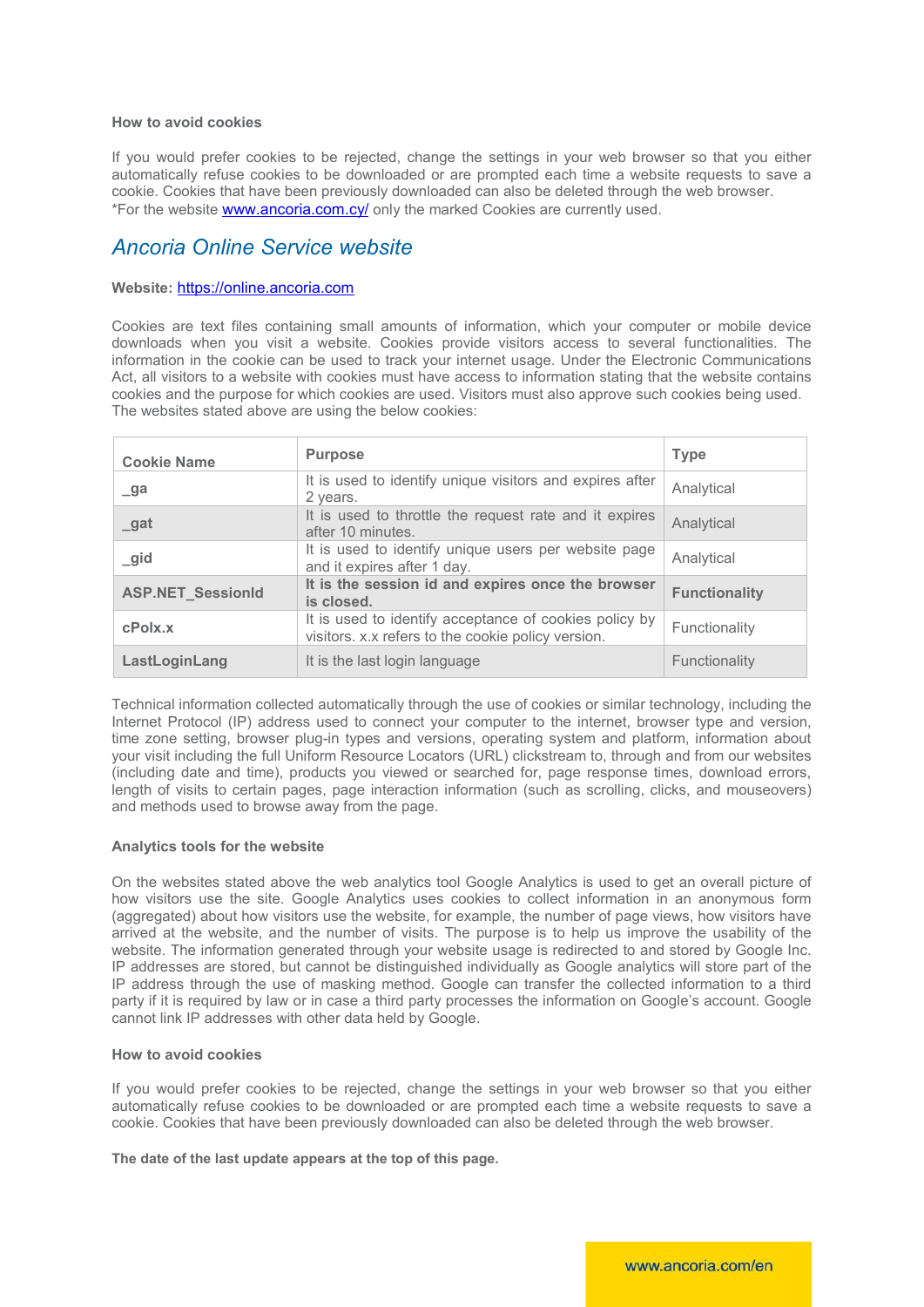**How to avoid cookies**

If you would prefer cookies to be rejected, change the settings in your web browser so that you either automatically refuse cookies to be downloaded or are prompted each time a website requests to save a cookie. Cookies that have been previously downloaded can also be deleted through the web browser.
*For the website [www.ancoria.com.cy/](www.ancoria.com.cy/) only the marked Cookies are currently used.

## Ancoria Online Service website

**Website:** [https://online.ancoria.com](https://online.ancoria.com)

Cookies are text files containing small amounts of information, which your computer or mobile device downloads when you visit a website. Cookies provide visitors access to several functionalities. The information in the cookie can be used to track your internet usage. Under the Electronic Communications Act, all visitors to a website with cookies must have access to information stating that the website contains cookies and the purpose for which cookies are used. Visitors must also approve such cookies being used. The websites stated above are using the below cookies:

| Cookie Name | Purpose | Type |
|---|---|---|
| _ga | It is used to identify unique visitors and expires after 2 years. | Analytical |
| _gat | It is used to throttle the request rate and it expires after 10 minutes. | Analytical |
| _gid | It is used to identify unique users per website page and it expires after 1 day. | Analytical |
| **ASP.NET_SessionId** | **It is the session id and expires once the browser is closed.** | **Functionality** |
| cPolx.x | It is used to identify acceptance of cookies policy by visitors. x.x refers to the cookie policy version. | Functionality |
| LastLoginLang | It is the last login language | Functionality |

Technical information collected automatically through the use of cookies or similar technology, including the Internet Protocol (IP) address used to connect your computer to the internet, browser type and version, time zone setting, browser plug-in types and versions, operating system and platform, information about your visit including the full Uniform Resource Locators (URL) clickstream to, through and from our websites (including date and time), products you viewed or searched for, page response times, download errors, length of visits to certain pages, page interaction information (such as scrolling, clicks, and mouseovers) and methods used to browse away from the page.

**Analytics tools for the website**

On the websites stated above the web analytics tool Google Analytics is used to get an overall picture of how visitors use the site. Google Analytics uses cookies to collect information in an anonymous form (aggregated) about how visitors use the website, for example, the number of page views, how visitors have arrived at the website, and the number of visits. The purpose is to help us improve the usability of the website. The information generated through your website usage is redirected to and stored by Google Inc. IP addresses are stored, but cannot be distinguished individually as Google analytics will store part of the IP address through the use of masking method. Google can transfer the collected information to a third party if it is required by law or in case a third party processes the information on Google's account. Google cannot link IP addresses with other data held by Google.

**How to avoid cookies**

If you would prefer cookies to be rejected, change the settings in your web browser so that you either automatically refuse cookies to be downloaded or are prompted each time a website requests to save a cookie. Cookies that have been previously downloaded can also be deleted through the web browser.

**The date of the last update appears at the top of this page.**